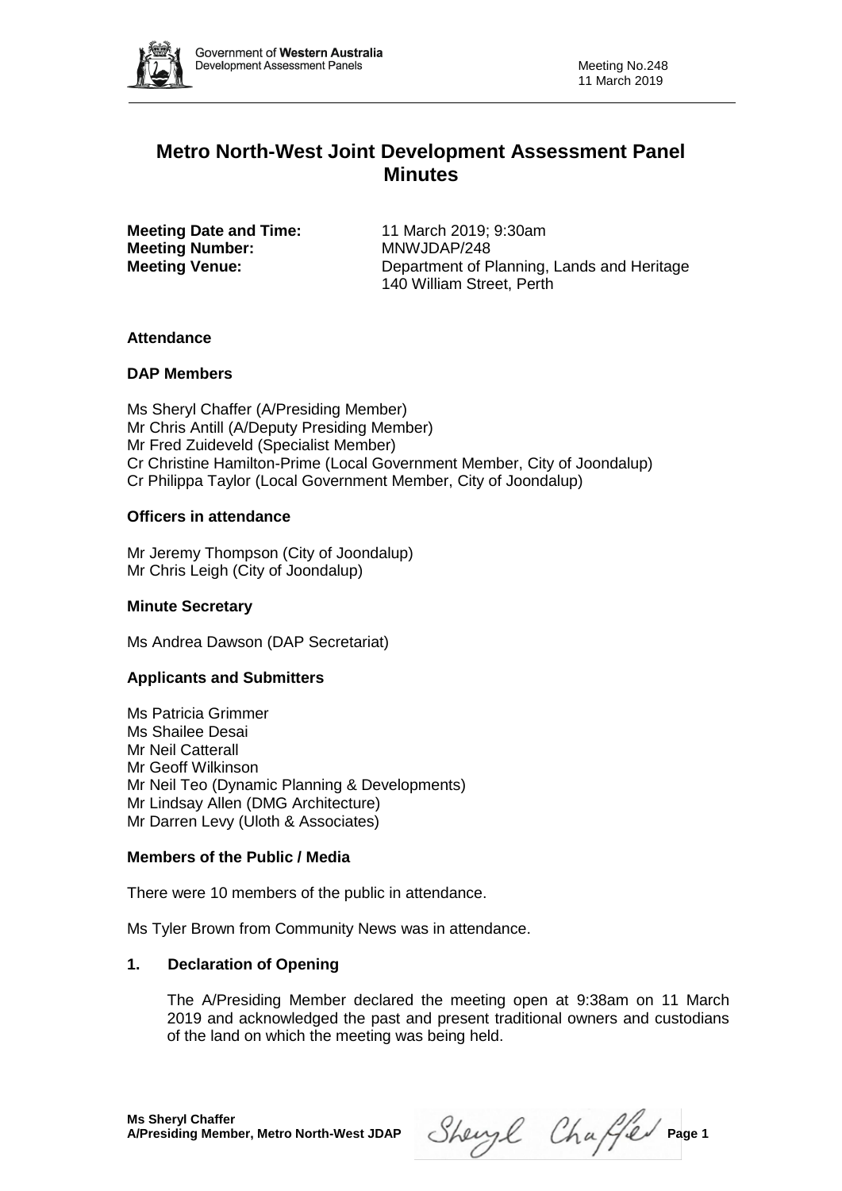# Metro North-West Joint Development Assessment Panel Minutes

**Meeting Date and Time:** 11 March 2019; 9:30am
**Meeting Number:** MNWJDAP/248
**Meeting Venue:** Department of Planning, Lands and Heritage
140 William Street, Perth

## Attendance

### DAP Members

Ms Sheryl Chaffer (A/Presiding Member)
Mr Chris Antill (A/Deputy Presiding Member)
Mr Fred Zuideveld (Specialist Member)
Cr Christine Hamilton-Prime (Local Government Member, City of Joondalup)
Cr Philippa Taylor (Local Government Member, City of Joondalup)

### Officers in attendance

Mr Jeremy Thompson (City of Joondalup)
Mr Chris Leigh (City of Joondalup)

### Minute Secretary

Ms Andrea Dawson (DAP Secretariat)

### Applicants and Submitters

Ms Patricia Grimmer
Ms Shailee Desai
Mr Neil Catterall
Mr Geoff Wilkinson
Mr Neil Teo (Dynamic Planning & Developments)
Mr Lindsay Allen (DMG Architecture)
Mr Darren Levy (Uloth & Associates)

### Members of the Public / Media

There were 10 members of the public in attendance.

Ms Tyler Brown from Community News was in attendance.

## 1. Declaration of Opening

The A/Presiding Member declared the meeting open at 9:38am on 11 March 2019 and acknowledged the past and present traditional owners and custodians of the land on which the meeting was being held.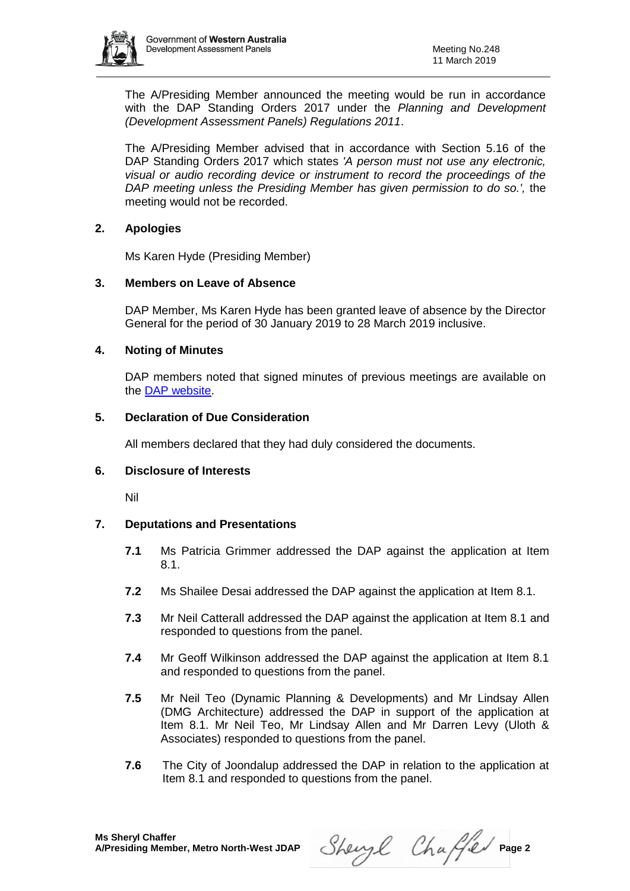The A/Presiding Member announced the meeting would be run in accordance with the DAP Standing Orders 2017 under the *Planning and Development (Development Assessment Panels) Regulations 2011*.

The A/Presiding Member advised that in accordance with Section 5.16 of the DAP Standing Orders 2017 which states *'A person must not use any electronic, visual or audio recording device or instrument to record the proceedings of the DAP meeting unless the Presiding Member has given permission to do so.',* the meeting would not be recorded.

## 2. Apologies

Ms Karen Hyde (Presiding Member)

## 3. Members on Leave of Absence

DAP Member, Ms Karen Hyde has been granted leave of absence by the Director General for the period of 30 January 2019 to 28 March 2019 inclusive.

## 4. Noting of Minutes

DAP members noted that signed minutes of previous meetings are available on the DAP website.

## 5. Declaration of Due Consideration

All members declared that they had duly considered the documents.

## 6. Disclosure of Interests

Nil

## 7. Deputations and Presentations

**7.1** Ms Patricia Grimmer addressed the DAP against the application at Item 8.1.

**7.2** Ms Shailee Desai addressed the DAP against the application at Item 8.1.

**7.3** Mr Neil Catterall addressed the DAP against the application at Item 8.1 and responded to questions from the panel.

**7.4** Mr Geoff Wilkinson addressed the DAP against the application at Item 8.1 and responded to questions from the panel.

**7.5** Mr Neil Teo (Dynamic Planning & Developments) and Mr Lindsay Allen (DMG Architecture) addressed the DAP in support of the application at Item 8.1. Mr Neil Teo, Mr Lindsay Allen and Mr Darren Levy (Uloth & Associates) responded to questions from the panel.

**7.6** The City of Joondalup addressed the DAP in relation to the application at Item 8.1 and responded to questions from the panel.

**Ms Sheryl Chaffer**
**A/Presiding Member, Metro North-West JDAP**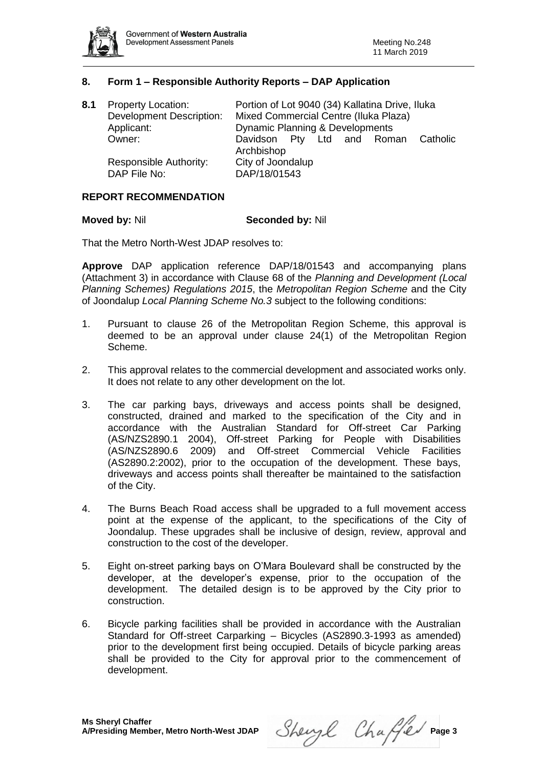## 8. Form 1 – Responsible Authority Reports – DAP Application

**8.1**

| | |
|---|---|
| Property Location: | Portion of Lot 9040 (34) Kallatina Drive, Iluka |
| Development Description: | Mixed Commercial Centre (Iluka Plaza) |
| Applicant: | Dynamic Planning & Developments |
| Owner: | Davidson Pty Ltd and Roman Catholic Archbishop |
| Responsible Authority: | City of Joondalup |
| DAP File No: | DAP/18/01543 |

**REPORT RECOMMENDATION**

**Moved by:** Nil **Seconded by:** Nil

That the Metro North-West JDAP resolves to:

**Approve** DAP application reference DAP/18/01543 and accompanying plans (Attachment 3) in accordance with Clause 68 of the *Planning and Development (Local Planning Schemes) Regulations 2015*, the *Metropolitan Region Scheme* and the City of Joondalup *Local Planning Scheme No.3* subject to the following conditions:

1. Pursuant to clause 26 of the Metropolitan Region Scheme, this approval is deemed to be an approval under clause 24(1) of the Metropolitan Region Scheme.

2. This approval relates to the commercial development and associated works only. It does not relate to any other development on the lot.

3. The car parking bays, driveways and access points shall be designed, constructed, drained and marked to the specification of the City and in accordance with the Australian Standard for Off-street Car Parking (AS/NZS2890.1 2004), Off-street Parking for People with Disabilities (AS/NZS2890.6 2009) and Off-street Commercial Vehicle Facilities (AS2890.2:2002), prior to the occupation of the development. These bays, driveways and access points shall thereafter be maintained to the satisfaction of the City.

4. The Burns Beach Road access shall be upgraded to a full movement access point at the expense of the applicant, to the specifications of the City of Joondalup. These upgrades shall be inclusive of design, review, approval and construction to the cost of the developer.

5. Eight on-street parking bays on O'Mara Boulevard shall be constructed by the developer, at the developer's expense, prior to the occupation of the development. The detailed design is to be approved by the City prior to construction.

6. Bicycle parking facilities shall be provided in accordance with the Australian Standard for Off-street Carparking – Bicycles (AS2890.3-1993 as amended) prior to the development first being occupied. Details of bicycle parking areas shall be provided to the City for approval prior to the commencement of development.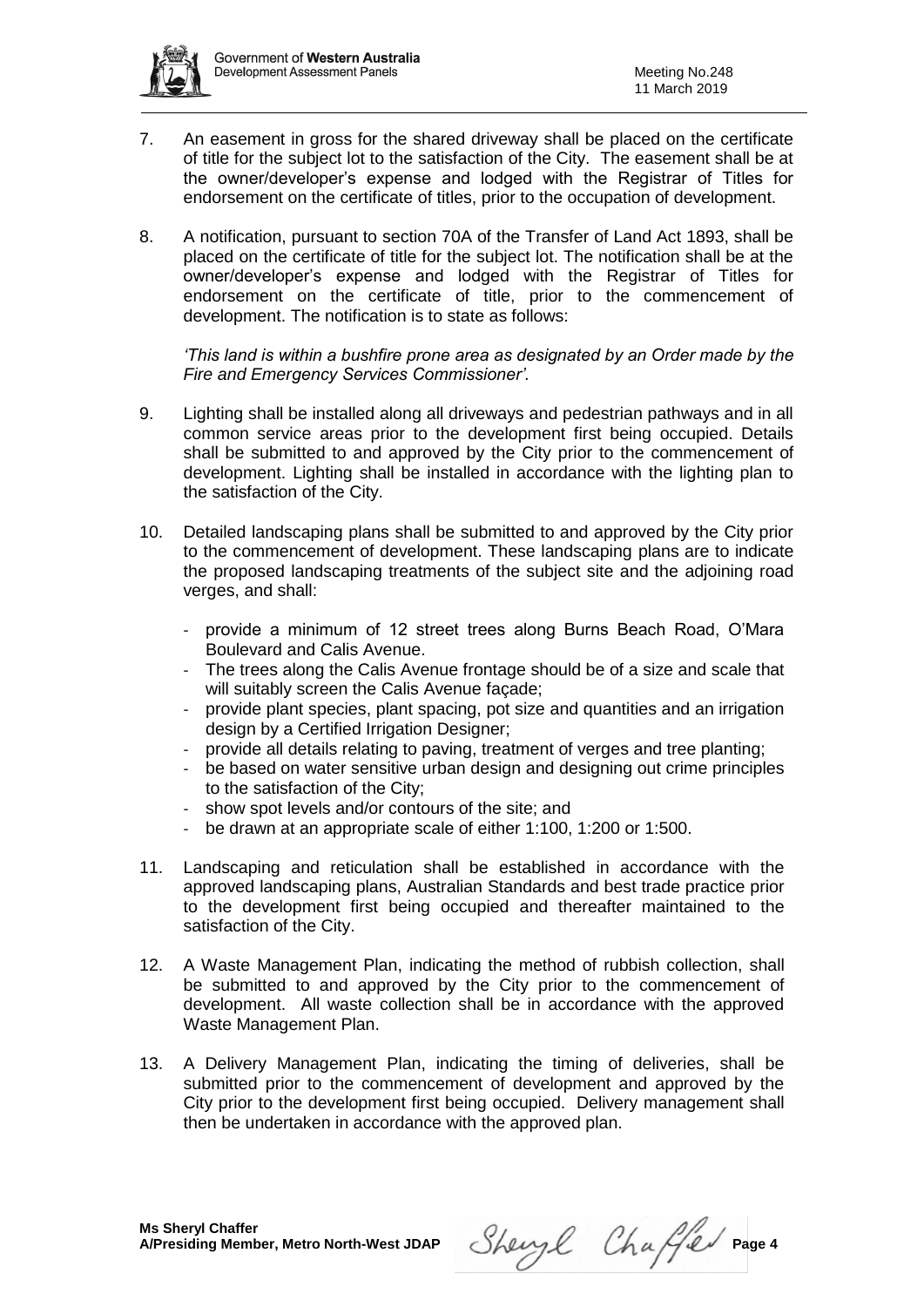7. An easement in gross for the shared driveway shall be placed on the certificate of title for the subject lot to the satisfaction of the City. The easement shall be at the owner/developer's expense and lodged with the Registrar of Titles for endorsement on the certificate of titles, prior to the occupation of development.

8. A notification, pursuant to section 70A of the Transfer of Land Act 1893, shall be placed on the certificate of title for the subject lot. The notification shall be at the owner/developer's expense and lodged with the Registrar of Titles for endorsement on the certificate of title, prior to the commencement of development. The notification is to state as follows:

   *'This land is within a bushfire prone area as designated by an Order made by the Fire and Emergency Services Commissioner'.*

9. Lighting shall be installed along all driveways and pedestrian pathways and in all common service areas prior to the development first being occupied. Details shall be submitted to and approved by the City prior to the commencement of development. Lighting shall be installed in accordance with the lighting plan to the satisfaction of the City.

10. Detailed landscaping plans shall be submitted to and approved by the City prior to the commencement of development. These landscaping plans are to indicate the proposed landscaping treatments of the subject site and the adjoining road verges, and shall:

    - provide a minimum of 12 street trees along Burns Beach Road, O'Mara Boulevard and Calis Avenue.
    - The trees along the Calis Avenue frontage should be of a size and scale that will suitably screen the Calis Avenue façade;
    - provide plant species, plant spacing, pot size and quantities and an irrigation design by a Certified Irrigation Designer;
    - provide all details relating to paving, treatment of verges and tree planting;
    - be based on water sensitive urban design and designing out crime principles to the satisfaction of the City;
    - show spot levels and/or contours of the site; and
    - be drawn at an appropriate scale of either 1:100, 1:200 or 1:500.

11. Landscaping and reticulation shall be established in accordance with the approved landscaping plans, Australian Standards and best trade practice prior to the development first being occupied and thereafter maintained to the satisfaction of the City.

12. A Waste Management Plan, indicating the method of rubbish collection, shall be submitted to and approved by the City prior to the commencement of development. All waste collection shall be in accordance with the approved Waste Management Plan.

13. A Delivery Management Plan, indicating the timing of deliveries, shall be submitted prior to the commencement of development and approved by the City prior to the development first being occupied. Delivery management shall then be undertaken in accordance with the approved plan.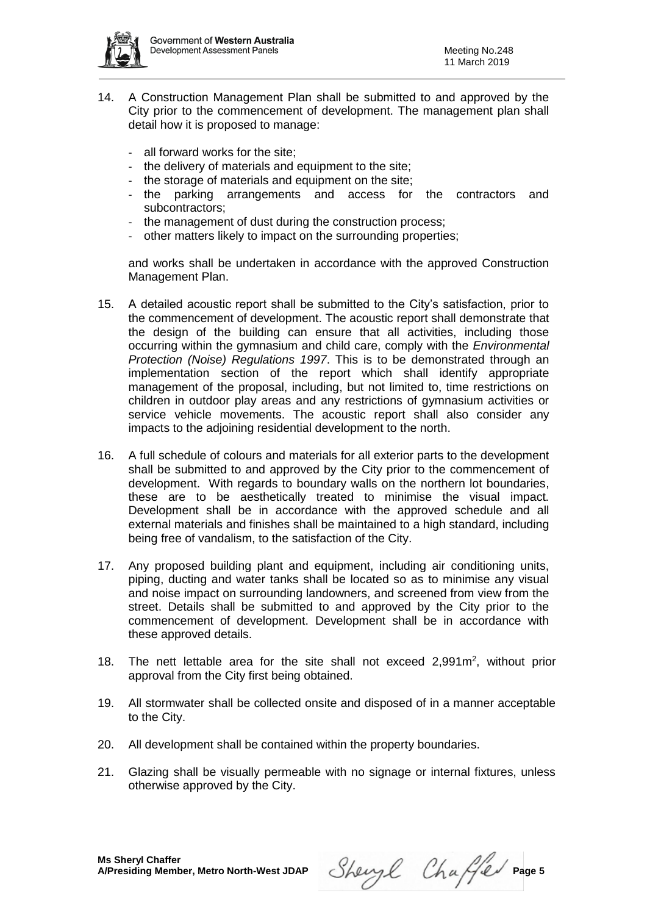14. A Construction Management Plan shall be submitted to and approved by the City prior to the commencement of development. The management plan shall detail how it is proposed to manage:

    - all forward works for the site;
    - the delivery of materials and equipment to the site;
    - the storage of materials and equipment on the site;
    - the parking arrangements and access for the contractors and subcontractors;
    - the management of dust during the construction process;
    - other matters likely to impact on the surrounding properties;

    and works shall be undertaken in accordance with the approved Construction Management Plan.

15. A detailed acoustic report shall be submitted to the City's satisfaction, prior to the commencement of development. The acoustic report shall demonstrate that the design of the building can ensure that all activities, including those occurring within the gymnasium and child care, comply with the *Environmental Protection (Noise) Regulations 1997*. This is to be demonstrated through an implementation section of the report which shall identify appropriate management of the proposal, including, but not limited to, time restrictions on children in outdoor play areas and any restrictions of gymnasium activities or service vehicle movements. The acoustic report shall also consider any impacts to the adjoining residential development to the north.

16. A full schedule of colours and materials for all exterior parts to the development shall be submitted to and approved by the City prior to the commencement of development. With regards to boundary walls on the northern lot boundaries, these are to be aesthetically treated to minimise the visual impact. Development shall be in accordance with the approved schedule and all external materials and finishes shall be maintained to a high standard, including being free of vandalism, to the satisfaction of the City.

17. Any proposed building plant and equipment, including air conditioning units, piping, ducting and water tanks shall be located so as to minimise any visual and noise impact on surrounding landowners, and screened from view from the street. Details shall be submitted to and approved by the City prior to the commencement of development. Development shall be in accordance with these approved details.

18. The nett lettable area for the site shall not exceed 2,991m$^2$, without prior approval from the City first being obtained.

19. All stormwater shall be collected onsite and disposed of in a manner acceptable to the City.

20. All development shall be contained within the property boundaries.

21. Glazing shall be visually permeable with no signage or internal fixtures, unless otherwise approved by the City.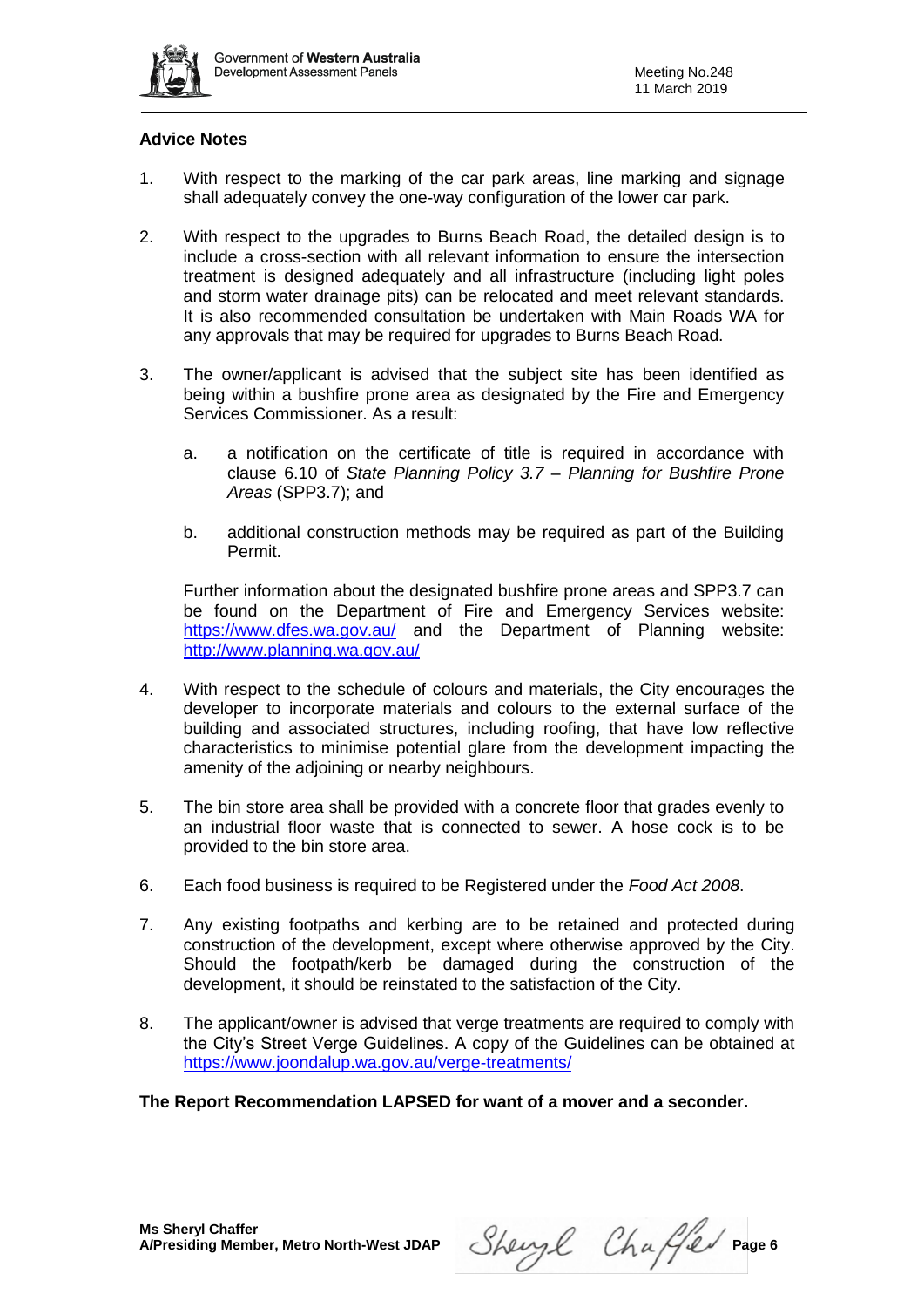### Advice Notes

1. With respect to the marking of the car park areas, line marking and signage shall adequately convey the one-way configuration of the lower car park.

2. With respect to the upgrades to Burns Beach Road, the detailed design is to include a cross-section with all relevant information to ensure the intersection treatment is designed adequately and all infrastructure (including light poles and storm water drainage pits) can be relocated and meet relevant standards. It is also recommended consultation be undertaken with Main Roads WA for any approvals that may be required for upgrades to Burns Beach Road.

3. The owner/applicant is advised that the subject site has been identified as being within a bushfire prone area as designated by the Fire and Emergency Services Commissioner. As a result:

   a. a notification on the certificate of title is required in accordance with clause 6.10 of *State Planning Policy 3.7 – Planning for Bushfire Prone Areas* (SPP3.7); and

   b. additional construction methods may be required as part of the Building Permit.

   Further information about the designated bushfire prone areas and SPP3.7 can be found on the Department of Fire and Emergency Services website: https://www.dfes.wa.gov.au/ and the Department of Planning website: http://www.planning.wa.gov.au/

4. With respect to the schedule of colours and materials, the City encourages the developer to incorporate materials and colours to the external surface of the building and associated structures, including roofing, that have low reflective characteristics to minimise potential glare from the development impacting the amenity of the adjoining or nearby neighbours.

5. The bin store area shall be provided with a concrete floor that grades evenly to an industrial floor waste that is connected to sewer. A hose cock is to be provided to the bin store area.

6. Each food business is required to be Registered under the *Food Act 2008*.

7. Any existing footpaths and kerbing are to be retained and protected during construction of the development, except where otherwise approved by the City. Should the footpath/kerb be damaged during the construction of the development, it should be reinstated to the satisfaction of the City.

8. The applicant/owner is advised that verge treatments are required to comply with the City's Street Verge Guidelines. A copy of the Guidelines can be obtained at https://www.joondalup.wa.gov.au/verge-treatments/

**The Report Recommendation LAPSED for want of a mover and a seconder.**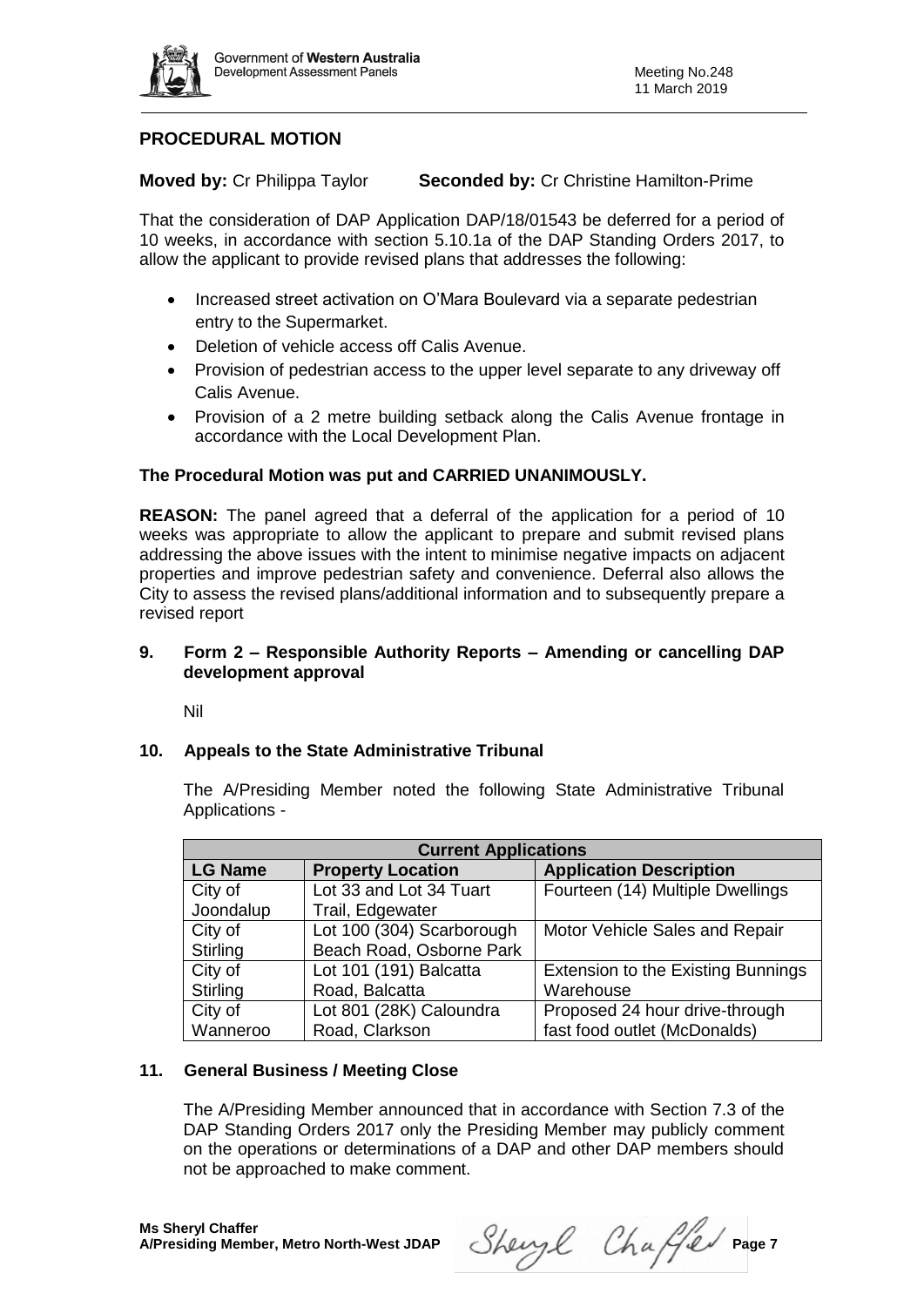## PROCEDURAL MOTION

**Moved by:** Cr Philippa Taylor **Seconded by:** Cr Christine Hamilton-Prime

That the consideration of DAP Application DAP/18/01543 be deferred for a period of 10 weeks, in accordance with section 5.10.1a of the DAP Standing Orders 2017, to allow the applicant to provide revised plans that addresses the following:

- Increased street activation on O'Mara Boulevard via a separate pedestrian entry to the Supermarket.
- Deletion of vehicle access off Calis Avenue.
- Provision of pedestrian access to the upper level separate to any driveway off Calis Avenue.
- Provision of a 2 metre building setback along the Calis Avenue frontage in accordance with the Local Development Plan.

**The Procedural Motion was put and CARRIED UNANIMOUSLY.**

**REASON:** The panel agreed that a deferral of the application for a period of 10 weeks was appropriate to allow the applicant to prepare and submit revised plans addressing the above issues with the intent to minimise negative impacts on adjacent properties and improve pedestrian safety and convenience. Deferral also allows the City to assess the revised plans/additional information and to subsequently prepare a revised report

## 9. Form 2 – Responsible Authority Reports – Amending or cancelling DAP development approval

Nil

## 10. Appeals to the State Administrative Tribunal

The A/Presiding Member noted the following State Administrative Tribunal Applications -

| **Current Applications** | | |
|---|---|---|
| **LG Name** | **Property Location** | **Application Description** |
| City of Joondalup | Lot 33 and Lot 34 Tuart Trail, Edgewater | Fourteen (14) Multiple Dwellings |
| City of Stirling | Lot 100 (304) Scarborough Beach Road, Osborne Park | Motor Vehicle Sales and Repair |
| City of Stirling | Lot 101 (191) Balcatta Road, Balcatta | Extension to the Existing Bunnings Warehouse |
| City of Wanneroo | Lot 801 (28K) Caloundra Road, Clarkson | Proposed 24 hour drive-through fast food outlet (McDonalds) |

## 11. General Business / Meeting Close

The A/Presiding Member announced that in accordance with Section 7.3 of the DAP Standing Orders 2017 only the Presiding Member may publicly comment on the operations or determinations of a DAP and other DAP members should not be approached to make comment.

**Ms Sheryl Chaffer**
**A/Presiding Member, Metro North-West JDAP**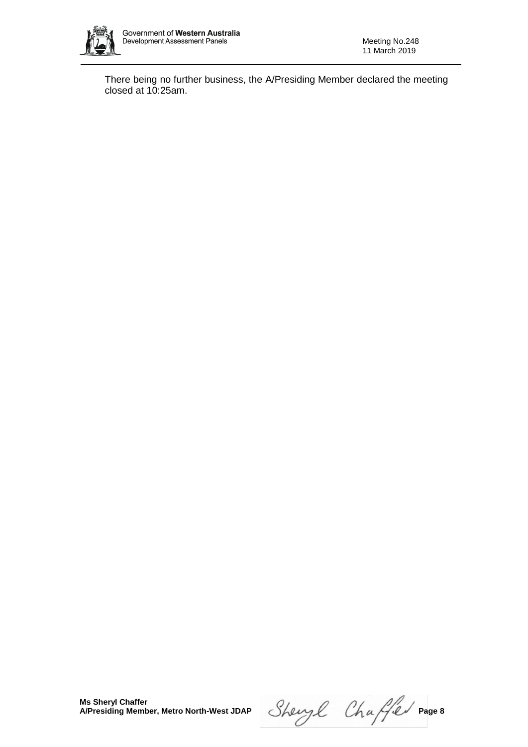There being no further business, the A/Presiding Member declared the meeting closed at 10:25am.

**Ms Sheryl Chaffer**
**A/Presiding Member, Metro North-West JDAP**